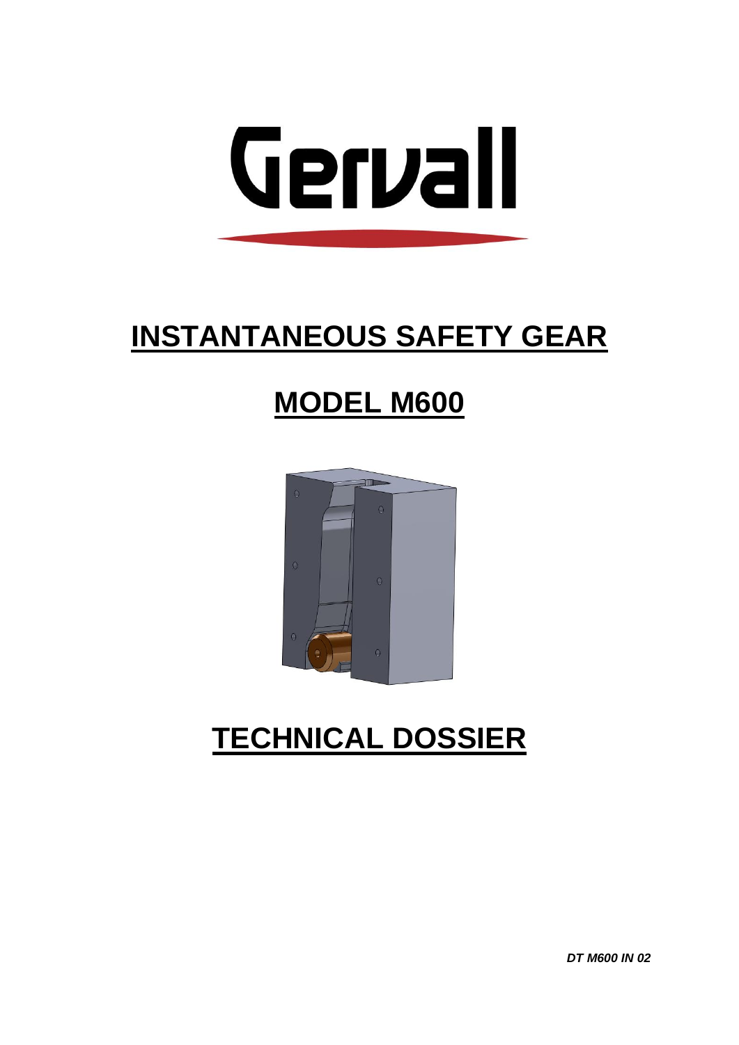Gervall

# INSTANTANEOUS SAFETY GEAR

# MODEL M600

# TECHNICAL DOSSIER

*DT M600 IN 02*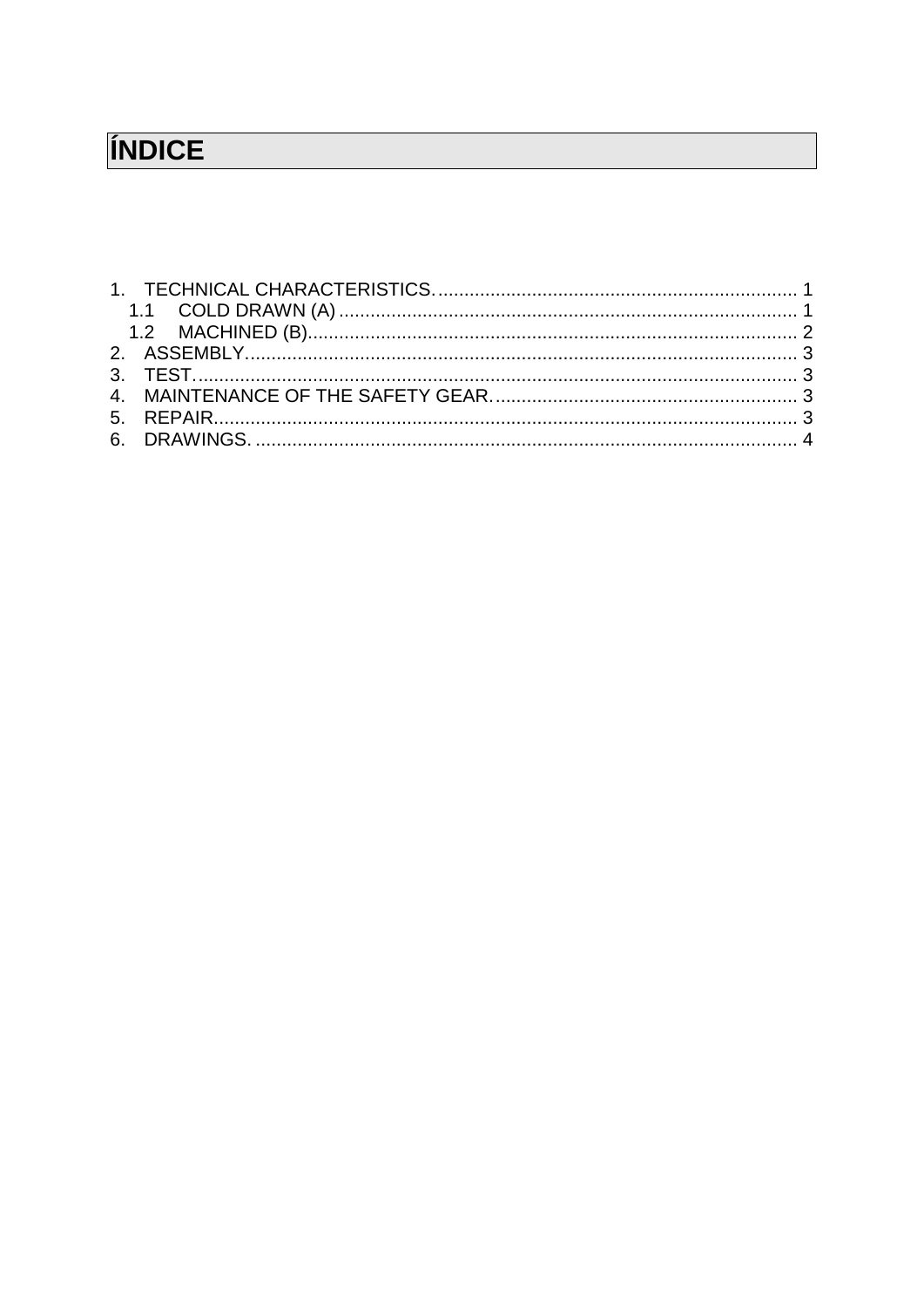# ÍNDICE

1. TECHNICAL CHARACTERISTICS. .................................................................... 1
   1.1 COLD DRAWN (A) ....................................................................................... 1
   1.2 MACHINED (B)............................................................................................. 2
2. ASSEMBLY.......................................................................................................... 3
3. TEST.................................................................................................................... 3
4. MAINTENANCE OF THE SAFETY GEAR. .......................................................... 3
5. REPAIR................................................................................................................ 3
6. DRAWINGS. ........................................................................................................ 4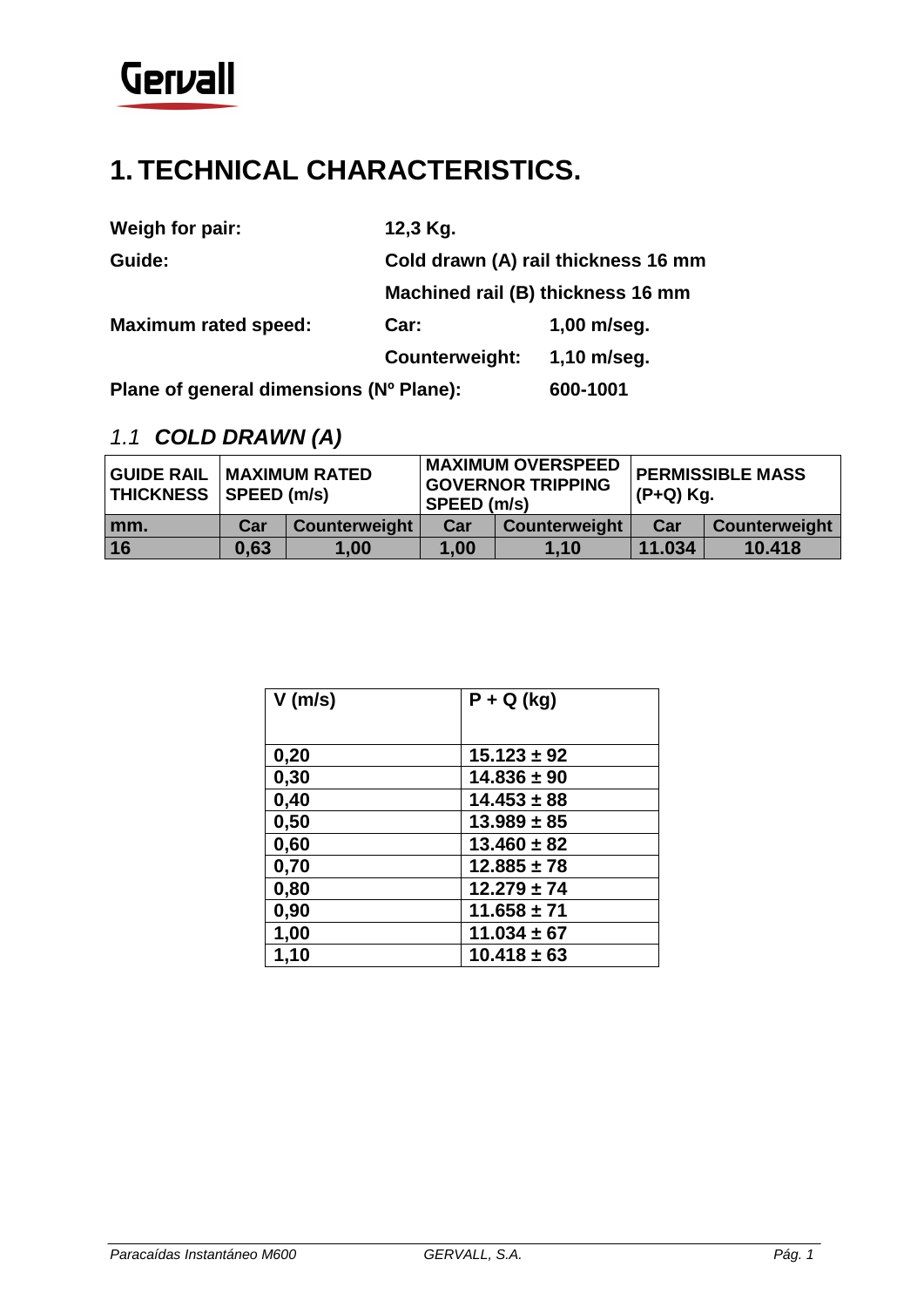# 1. TECHNICAL CHARACTERISTICS.

**Weigh for pair:** **12,3 Kg.**

**Guide:** **Cold drawn (A) rail thickness 16 mm**

**Machined rail (B) thickness 16 mm**

**Maximum rated speed:** **Car:** **1,00 m/seg.**

**Counterweight:** **1,10 m/seg.**

**Plane of general dimensions (Nº Plane):** **600-1001**

## *1.1 COLD DRAWN (A)*

| GUIDE RAIL THICKNESS | MAXIMUM RATED SPEED (m/s) | | MAXIMUM OVERSPEED GOVERNOR TRIPPING SPEED (m/s) | | PERMISSIBLE MASS (P+Q) Kg. | |
|---|---|---|---|---|---|---|
| mm. | Car | Counterweight | Car | Counterweight | Car | Counterweight |
| 16 | 0,63 | 1,00 | 1,00 | 1,10 | 11.034 | 10.418 |

| V (m/s) | P + Q (kg) |
|---|---|
| 0,20 | 15.123 ± 92 |
| 0,30 | 14.836 ± 90 |
| 0,40 | 14.453 ± 88 |
| 0,50 | 13.989 ± 85 |
| 0,60 | 13.460 ± 82 |
| 0,70 | 12.885 ± 78 |
| 0,80 | 12.279 ± 74 |
| 0,90 | 11.658 ± 71 |
| 1,00 | 11.034 ± 67 |
| 1,10 | 10.418 ± 63 |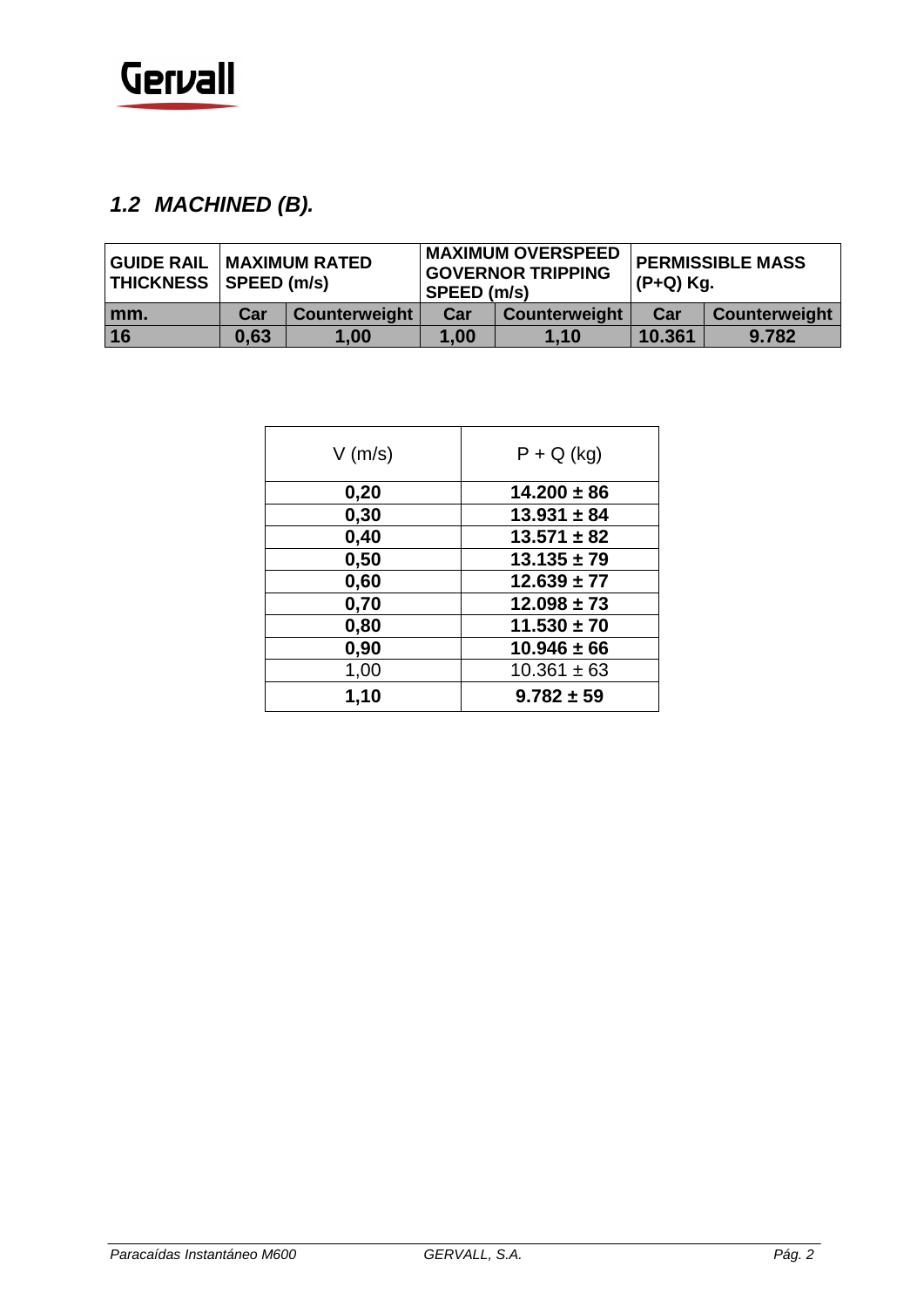## *1.2 MACHINED (B).*

| GUIDE RAIL THICKNESS | MAXIMUM RATED SPEED (m/s) | | MAXIMUM OVERSPEED GOVERNOR TRIPPING SPEED (m/s) | | PERMISSIBLE MASS (P+Q) Kg. | |
|---|---|---|---|---|---|---|
| mm. | Car | Counterweight | Car | Counterweight | Car | Counterweight |
| 16 | 0,63 | 1,00 | 1,00 | 1,10 | 10.361 | 9.782 |

| V (m/s) | P + Q (kg) |
|---|---|
| **0,20** | **14.200 ± 86** |
| **0,30** | **13.931 ± 84** |
| **0,40** | **13.571 ± 82** |
| **0,50** | **13.135 ± 79** |
| **0,60** | **12.639 ± 77** |
| **0,70** | **12.098 ± 73** |
| **0,80** | **11.530 ± 70** |
| **0,90** | **10.946 ± 66** |
| 1,00 | 10.361 ± 63 |
| **1,10** | **9.782 ± 59** |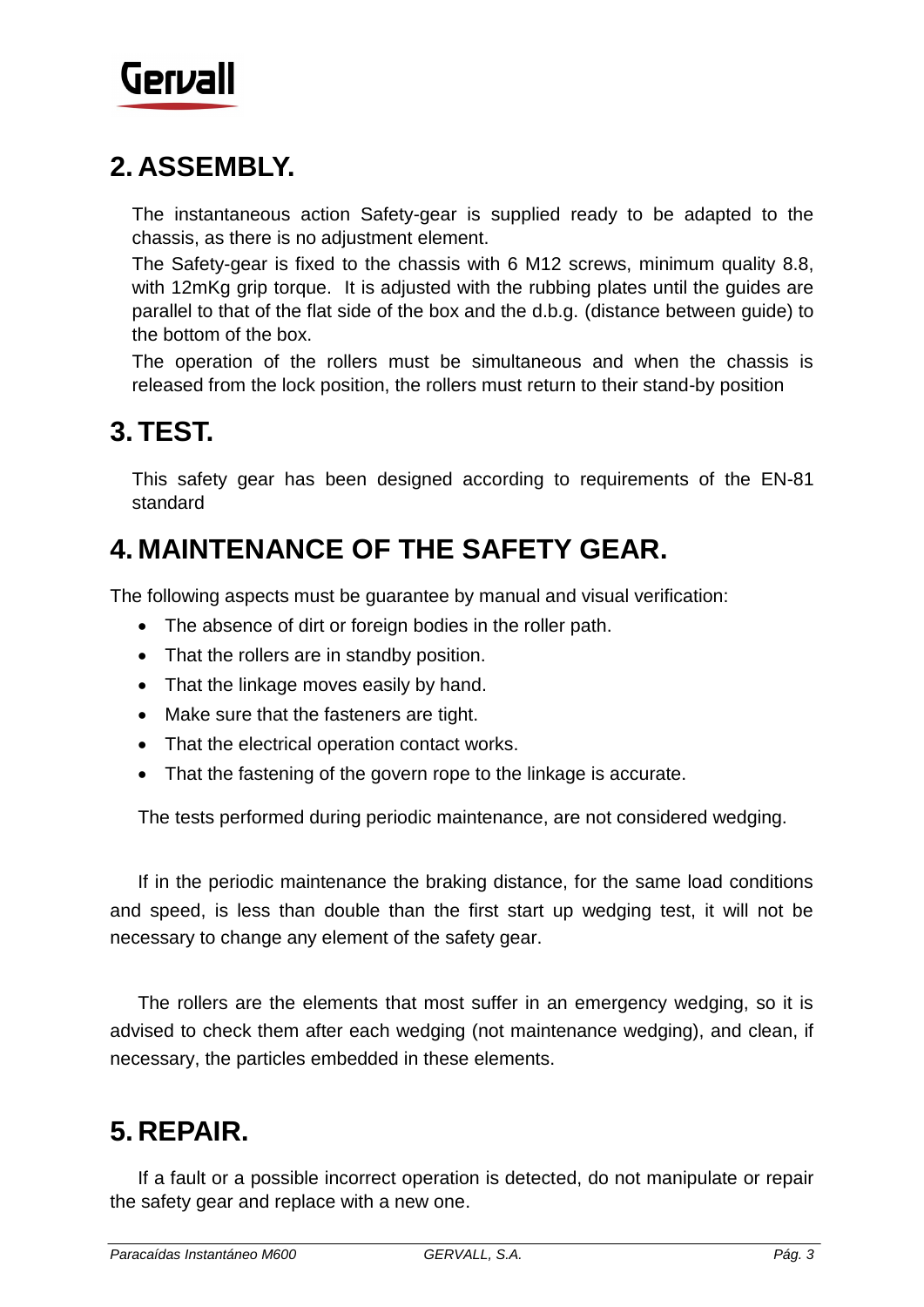## 2. ASSEMBLY.

The instantaneous action Safety-gear is supplied ready to be adapted to the chassis, as there is no adjustment element.

The Safety-gear is fixed to the chassis with 6 M12 screws, minimum quality 8.8, with 12mKg grip torque. It is adjusted with the rubbing plates until the guides are parallel to that of the flat side of the box and the d.b.g. (distance between guide) to the bottom of the box.

The operation of the rollers must be simultaneous and when the chassis is released from the lock position, the rollers must return to their stand-by position

## 3. TEST.

This safety gear has been designed according to requirements of the EN-81 standard

## 4. MAINTENANCE OF THE SAFETY GEAR.

The following aspects must be guarantee by manual and visual verification:

- The absence of dirt or foreign bodies in the roller path.
- That the rollers are in standby position.
- That the linkage moves easily by hand.
- Make sure that the fasteners are tight.
- That the electrical operation contact works.
- That the fastening of the govern rope to the linkage is accurate.

The tests performed during periodic maintenance, are not considered wedging.

If in the periodic maintenance the braking distance, for the same load conditions and speed, is less than double than the first start up wedging test, it will not be necessary to change any element of the safety gear.

The rollers are the elements that most suffer in an emergency wedging, so it is advised to check them after each wedging (not maintenance wedging), and clean, if necessary, the particles embedded in these elements.

## 5. REPAIR.

If a fault or a possible incorrect operation is detected, do not manipulate or repair the safety gear and replace with a new one.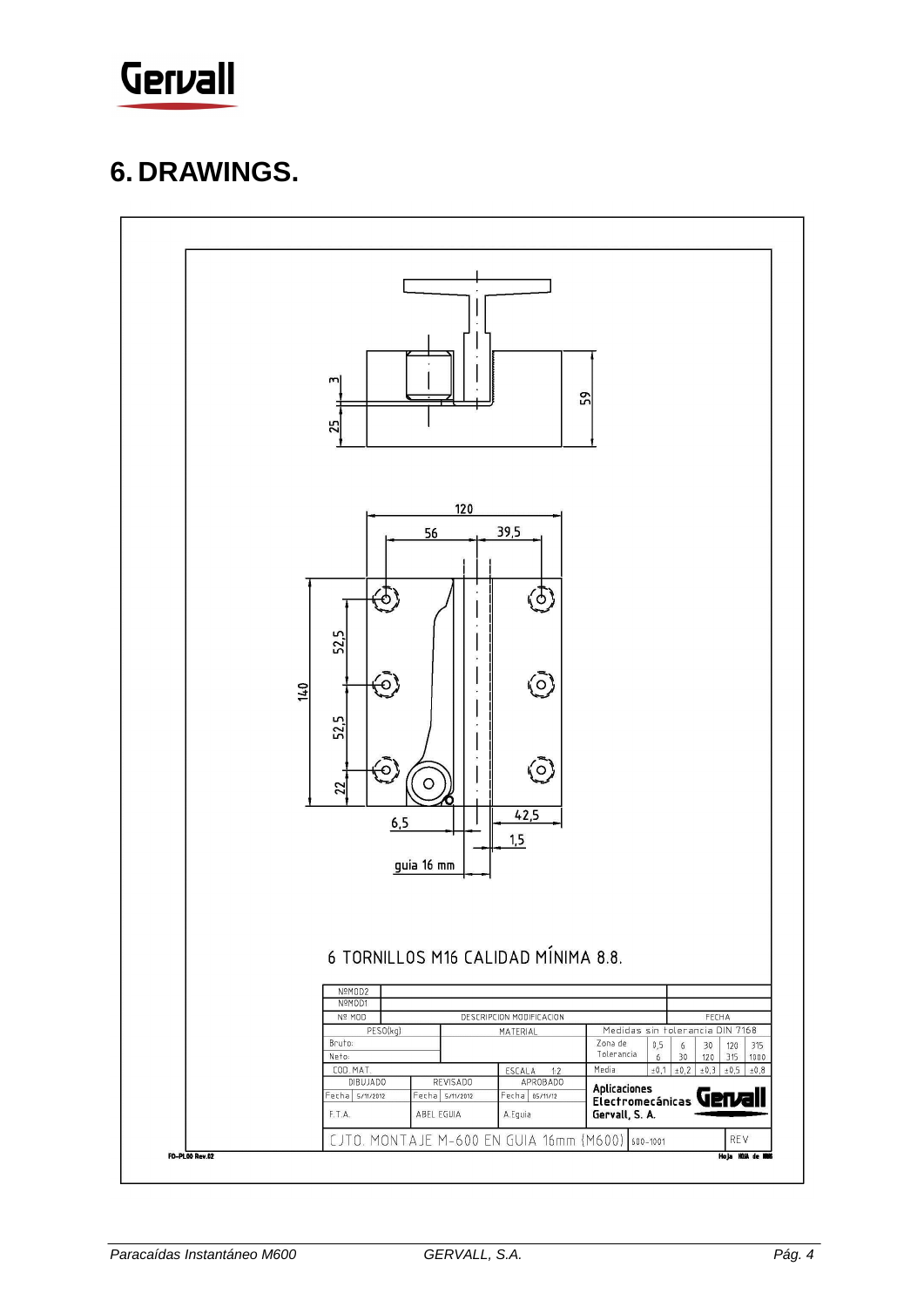# 6. DRAWINGS.

3

25

59

120

56

39,5

140

52,5

52,5

22

6,5

42,5

1,5

guia 16 mm

6 TORNILLOS M16 CALIDAD MÍNIMA 8.8.

| NºMOD2 | | |
|---|---|---|
| NºMOD1 | | |
| Nº MOD | DESCRIPCION MODIFICACION | FECHA |

| PESO(kg) | MATERIAL | Medidas sin tolerancia DIN 7168 | | | | | |
|---|---|---|---|---|---|---|---|
| Bruto: | | Zona de Tolerancia | 0,5 6 | 6 30 | 30 120 | 120 315 | 315 1000 |
| Neto: | | | | | | | |
| COD. MAT. | ESCALA 1:2 | Media | ±0,1 | ±0,2 | ±0,3 | ±0,5 | ±0,8 |

| DIBUJADO | REVISADO | APROBADO | |
|---|---|---|---|
| Fecha 5/11/2012 | Fecha 5/11/2012 | Fecha 05/11/12 | Aplicaciones Electromecánicas Gervall, S. A. |
| F.T.A. | ABEL EGUIA | A.Eguia | |

CJTO. MONTAJE M-600 EN GUIA 16mm (M600) 600-1001 REV

FD-PL.00 Rev.02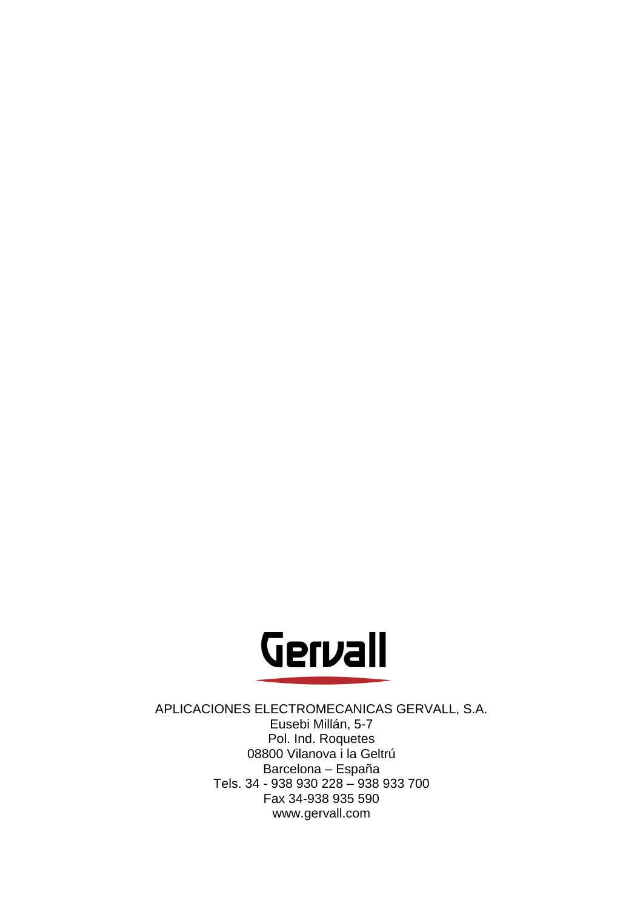Gervall

APLICACIONES ELECTROMECANICAS GERVALL, S.A.
Eusebi Millán, 5-7
Pol. Ind. Roquetes
08800 Vilanova i la Geltrú
Barcelona – España
Tels. 34 - 938 930 228 – 938 933 700
Fax 34-938 935 590
www.gervall.com